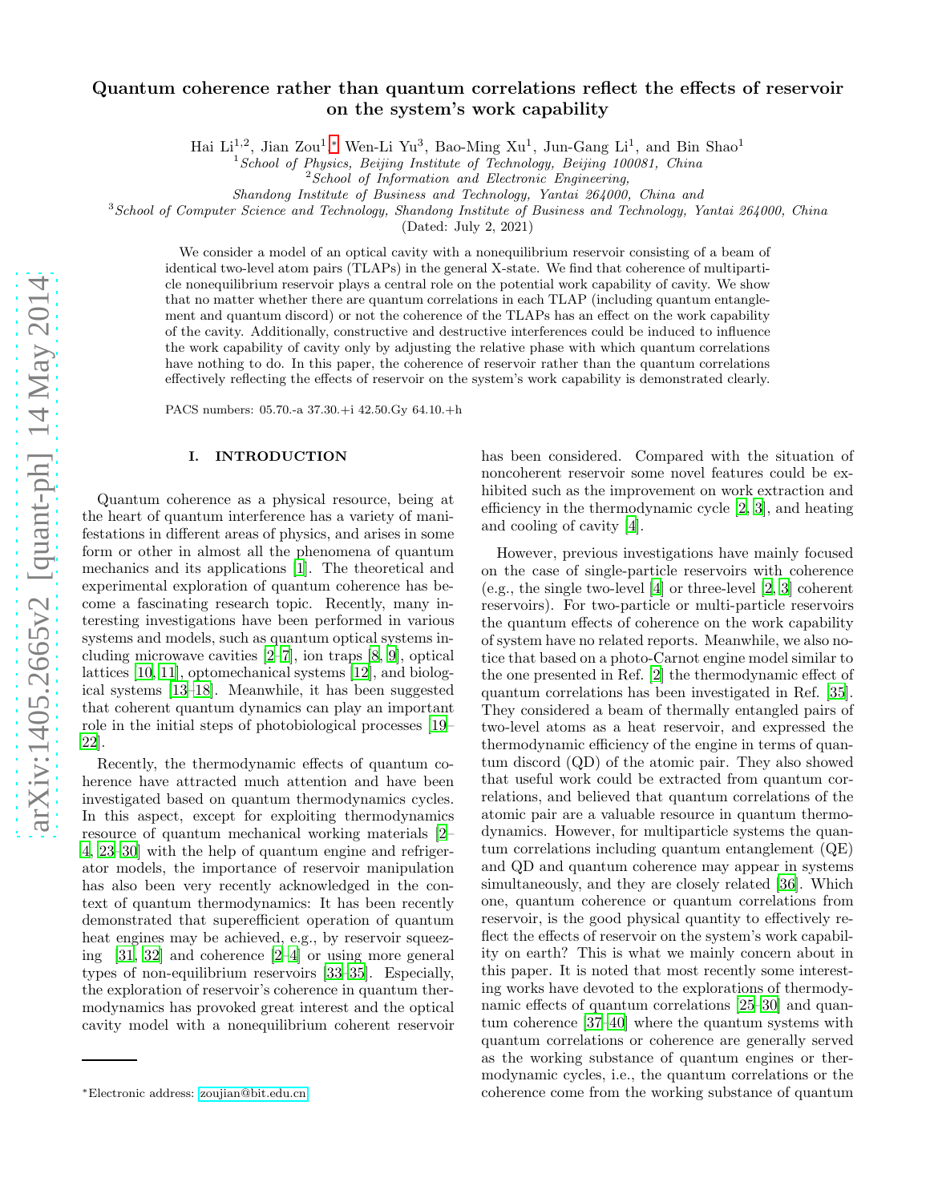# Quantum coherence rather than quantum correlations reflect the effects of reservoir on the system's work capability

Hai Li[1,2], Jian Zou[1,*], Wen-Li Yu[3], Bao-Ming Xu[1], Jun-Gang Li[1], and Bin Shao[1]

[1] *School of Physics, Beijing Institute of Technology, Beijing 100081, China*
[2] *School of Information and Electronic Engineering, Shandong Institute of Business and Technology, Yantai 264000, China and*
[3] *School of Computer Science and Technology, Shandong Institute of Business and Technology, Yantai 264000, China*

(Dated: July 2, 2021)

We consider a model of an optical cavity with a nonequilibrium reservoir consisting of a beam of identical two-level atom pairs (TLAPs) in the general X-state. We find that coherence of multiparticle nonequilibrium reservoir plays a central role on the potential work capability of cavity. We show that no matter whether there are quantum correlations in each TLAP (including quantum entanglement and quantum discord) or not the coherence of the TLAPs has an effect on the work capability of the cavity. Additionally, constructive and destructive interferences could be induced to influence the work capability of cavity only by adjusting the relative phase with which quantum correlations have nothing to do. In this paper, the coherence of reservoir rather than the quantum correlations effectively reflecting the effects of reservoir on the system's work capability is demonstrated clearly.

PACS numbers: 05.70.-a 37.30.+i 42.50.Gy 64.10.+h

## I. INTRODUCTION

Quantum coherence as a physical resource, being at the heart of quantum interference has a variety of manifestations in different areas of physics, and arises in some form or other in almost all the phenomena of quantum mechanics and its applications [1]. The theoretical and experimental exploration of quantum coherence has become a fascinating research topic. Recently, many interesting investigations have been performed in various systems and models, such as quantum optical systems including microwave cavities [2–7], ion traps [8, 9], optical lattices [10, 11], optomechanical systems [12], and biological systems [13–18]. Meanwhile, it has been suggested that coherent quantum dynamics can play an important role in the initial steps of photobiological processes [19–22].

Recently, the thermodynamic effects of quantum coherence have attracted much attention and have been investigated based on quantum thermodynamics cycles. In this aspect, except for exploiting thermodynamics resource of quantum mechanical working materials [2–4, 23–30] with the help of quantum engine and refrigerator models, the importance of reservoir manipulation has also been very recently acknowledged in the context of quantum thermodynamics: It has been recently demonstrated that superefficient operation of quantum heat engines may be achieved, e.g., by reservoir squeezing [31, 32] and coherence [2–4] or using more general types of non-equilibrium reservoirs [33–35]. Especially, the exploration of reservoir's coherence in quantum thermodynamics has provoked great interest and the optical cavity model with a nonequilibrium coherent reservoir has been considered. Compared with the situation of noncoherent reservoir some novel features could be exhibited such as the improvement on work extraction and efficiency in the thermodynamic cycle [2, 3], and heating and cooling of cavity [4].

However, previous investigations have mainly focused on the case of single-particle reservoirs with coherence (e.g., the single two-level [4] or three-level [2, 3] coherent reservoirs). For two-particle or multi-particle reservoirs the quantum effects of coherence on the work capability of system have no related reports. Meanwhile, we also notice that based on a photo-Carnot engine model similar to the one presented in Ref. [2] the thermodynamic effect of quantum correlations has been investigated in Ref. [35]. They considered a beam of thermally entangled pairs of two-level atoms as a heat reservoir, and expressed the thermodynamic efficiency of the engine in terms of quantum discord (QD) of the atomic pair. They also showed that useful work could be extracted from quantum correlations, and believed that quantum correlations of the atomic pair are a valuable resource in quantum thermodynamics. However, for multiparticle systems the quantum correlations including quantum entanglement (QE) and QD and quantum coherence may appear in systems simultaneously, and they are closely related [36]. Which one, quantum coherence or quantum correlations from reservoir, is the good physical quantity to effectively reflect the effects of reservoir on the system's work capability on earth? This is what we mainly concern about in this paper. It is noted that most recently some interesting works have devoted to the explorations of thermodynamic effects of quantum correlations [25–30] and quantum coherence [37–40] where the quantum systems with quantum correlations or coherence are generally served as the working substance of quantum engines or thermodynamic cycles, i.e., the quantum correlations or the coherence come from the working substance of quantum

*Electronic address: zoujian@bit.edu.cn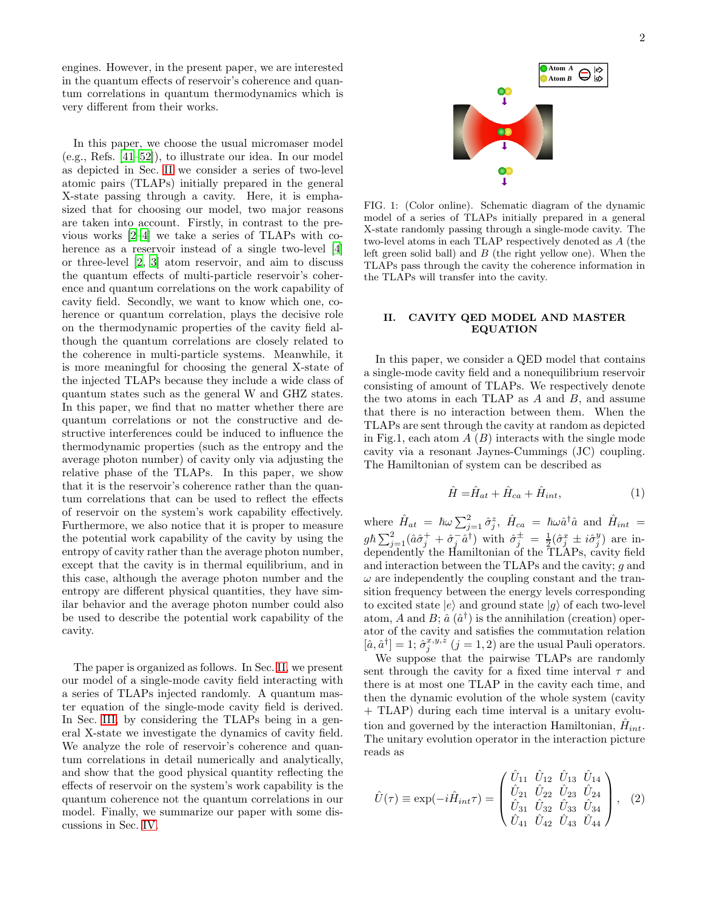engines. However, in the present paper, we are interested in the quantum effects of reservoir's coherence and quantum correlations in quantum thermodynamics which is very different from their works.

In this paper, we choose the usual micromaser model (e.g., Refs. [41–52]), to illustrate our idea. In our model as depicted in Sec. II we consider a series of two-level atomic pairs (TLAPs) initially prepared in the general X-state passing through a cavity. Here, it is emphasized that for choosing our model, two major reasons are taken into account. Firstly, in contrast to the previous works [2–4] we take a series of TLAPs with coherence as a reservoir instead of a single two-level [4] or three-level [2, 3] atom reservoir, and aim to discuss the quantum effects of multi-particle reservoir's coherence and quantum correlations on the work capability of cavity field. Secondly, we want to know which one, coherence or quantum correlation, plays the decisive role on the thermodynamic properties of the cavity field although the quantum correlations are closely related to the coherence in multi-particle systems. Meanwhile, it is more meaningful for choosing the general X-state of the injected TLAPs because they include a wide class of quantum states such as the general W and GHZ states. In this paper, we find that no matter whether there are quantum correlations or not the constructive and destructive interferences could be induced to influence the thermodynamic properties (such as the entropy and the average photon number) of cavity only via adjusting the relative phase of the TLAPs. In this paper, we show that it is the reservoir's coherence rather than the quantum correlations that can be used to reflect the effects of reservoir on the system's work capability effectively. Furthermore, we also notice that it is proper to measure the potential work capability of the cavity by using the entropy of cavity rather than the average photon number, except that the cavity is in thermal equilibrium, and in this case, although the average photon number and the entropy are different physical quantities, they have similar behavior and the average photon number could also be used to describe the potential work capability of the cavity.

The paper is organized as follows. In Sec. II, we present our model of a single-mode cavity field interacting with a series of TLAPs injected randomly. A quantum master equation of the single-mode cavity field is derived. In Sec. III, by considering the TLAPs being in a general X-state we investigate the dynamics of cavity field. We analyze the role of reservoir's coherence and quantum correlations in detail numerically and analytically, and show that the good physical quantity reflecting the effects of reservoir on the system's work capability is the quantum coherence not the quantum correlations in our model. Finally, we summarize our paper with some discussions in Sec. IV.

Atom $A$
Atom $B$
$|e\rangle$
$|g\rangle$

FIG. 1: (Color online). Schematic diagram of the dynamic model of a series of TLAPs initially prepared in a general X-state randomly passing through a single-mode cavity. The two-level atoms in each TLAP respectively denoted as $A$ (the left green solid ball) and $B$ (the right yellow one). When the TLAPs pass through the cavity the coherence information in the TLAPs will transfer into the cavity.

## II. CAVITY QED MODEL AND MASTER EQUATION

In this paper, we consider a QED model that contains a single-mode cavity field and a nonequilibrium reservoir consisting of amount of TLAPs. We respectively denote the two atoms in each TLAP as $A$ and $B$, and assume that there is no interaction between them. When the TLAPs are sent through the cavity at random as depicted in Fig.1, each atom $A$ ($B$) interacts with the single mode cavity via a resonant Jaynes-Cummings (JC) coupling. The Hamiltonian of system can be described as

$$\hat{H} = \hat{H}_{at} + \hat{H}_{ca} + \hat{H}_{int}, \tag{1}$$

where $\hat{H}_{at} = \hbar\omega\sum_{j=1}^{2}\hat{\sigma}_j^z$, $\hat{H}_{ca} = \hbar\omega\hat{a}^\dagger\hat{a}$ and $\hat{H}_{int} = g\hbar\sum_{j=1}^{2}(\hat{a}\hat{\sigma}_j^+ + \hat{\sigma}_j^-\hat{a}^\dagger)$ with $\hat{\sigma}_j^\pm = \frac{1}{2}(\hat{\sigma}_j^x \pm i\hat{\sigma}_j^y)$ are independently the Hamiltonian of the TLAPs, cavity field and interaction between the TLAPs and the cavity; $g$ and $\omega$ are independently the coupling constant and the transition frequency between the energy levels corresponding to excited state $|e\rangle$ and ground state $|g\rangle$ of each two-level atom, $A$ and $B$; $\hat{a}$ ($\hat{a}^\dagger$) is the annihilation (creation) operator of the cavity and satisfies the commutation relation $[\hat{a}, \hat{a}^\dagger] = 1$; $\hat{\sigma}_j^{x,y,z}$ $(j = 1, 2)$ are the usual Pauli operators.

We suppose that the pairwise TLAPs are randomly sent through the cavity for a fixed time interval $\tau$ and there is at most one TLAP in the cavity each time, and then the dynamic evolution of the whole system (cavity + TLAP) during each time interval is a unitary evolution and governed by the interaction Hamiltonian, $\hat{H}_{int}$. The unitary evolution operator in the interaction picture reads as

$$\hat{U}(\tau) \equiv \exp(-i\hat{H}_{int}\tau) = \begin{pmatrix} \hat{U}_{11} & \hat{U}_{12} & \hat{U}_{13} & \hat{U}_{14} \\ \hat{U}_{21} & \hat{U}_{22} & \hat{U}_{23} & \hat{U}_{24} \\ \hat{U}_{31} & \hat{U}_{32} & \hat{U}_{33} & \hat{U}_{34} \\ \hat{U}_{41} & \hat{U}_{42} & \hat{U}_{43} & \hat{U}_{44} \end{pmatrix}, \tag{2}$$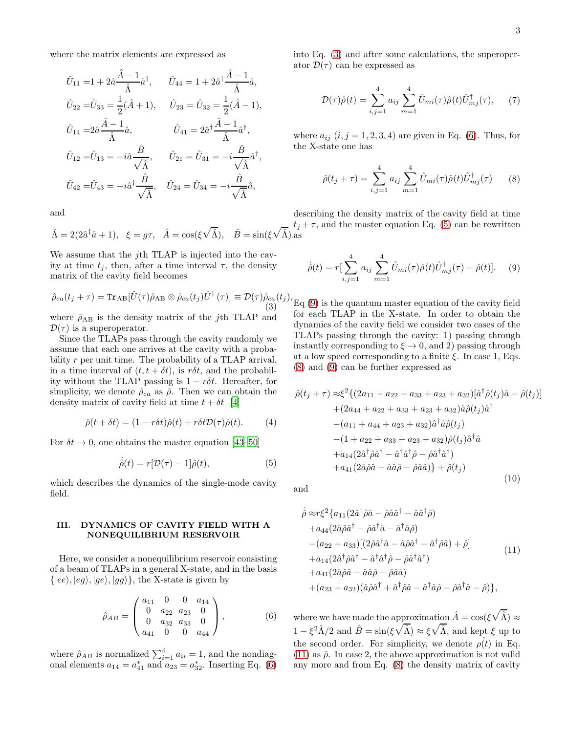where the matrix elements are expressed as

$$
\begin{aligned}
\hat{U}_{11} =& 1 + 2\hat{a}\frac{\hat{A}-1}{\hat{\Lambda}}\hat{a}^\dagger, \qquad \hat{U}_{44} = 1 + 2\hat{a}^\dagger\frac{\hat{A}-1}{\hat{\Lambda}}\hat{a}, \\
\hat{U}_{22} =& \hat{U}_{33} = \frac{1}{2}(\hat{A}+1), \quad \hat{U}_{23} = \hat{U}_{32} = \frac{1}{2}(\hat{A}-1), \\
\hat{U}_{14} =& 2\hat{a}\frac{\hat{A}-1}{\hat{\Lambda}}\hat{a}, \qquad\qquad \hat{U}_{41} = 2\hat{a}^\dagger\frac{\hat{A}-1}{\hat{\Lambda}}\hat{a}^\dagger, \\
\hat{U}_{12} =& \hat{U}_{13} = -i\hat{a}\frac{\hat{B}}{\sqrt{\hat{\Lambda}}}, \quad \hat{U}_{21} = \hat{U}_{31} = -i\frac{\hat{B}}{\sqrt{\hat{\Lambda}}}\hat{a}^\dagger, \\
\hat{U}_{42} =& \hat{U}_{43} = -i\hat{a}^\dagger\frac{\hat{B}}{\sqrt{\hat{\Lambda}}}, \quad \hat{U}_{24} = \hat{U}_{34} = -i\frac{\hat{B}}{\sqrt{\hat{\Lambda}}}\hat{a},
\end{aligned}
$$

and

$$
\hat{\Lambda} = 2(2\hat{a}^\dagger\hat{a}+1), \quad \xi = g\tau, \quad \hat{A} = \cos(\xi\sqrt{\hat{\Lambda}}), \quad \hat{B} = \sin(\xi\sqrt{\hat{\Lambda}}).
$$

We assume that the $j$th TLAP is injected into the cavity at time $t_j$, then, after a time interval $\tau$, the density matrix of the cavity field becomes

$$
\hat{\rho}_{ca}(t_j+\tau) = \mathrm{Tr}_{\mathrm{AB}}[\hat{U}(\tau)\hat{\rho}_{\mathrm{AB}}\otimes\hat{\rho}_{ca}(t_j)\hat{U}^\dagger(\tau)] \equiv \mathcal{D}(\tau)\hat{\rho}_{ca}(t_j), \tag{3}
$$

where $\hat{\rho}_{\mathrm{AB}}$ is the density matrix of the $j$th TLAP and $\mathcal{D}(\tau)$ is a superoperator.

Since the TLAPs pass through the cavity randomly we assume that each one arrives at the cavity with a probability $r$ per unit time. The probability of a TLAP arrival, in a time interval of $(t, t+\delta t)$, is $r\delta t$, and the probability without the TLAP passing is $1 - r\delta t$. Hereafter, for simplicity, we denote $\hat{\rho}_{ca}$ as $\hat{\rho}$. Then we can obtain the density matrix of cavity field at time $t+\delta t$ [4]

$$
\hat{\rho}(t+\delta t) = (1 - r\delta t)\hat{\rho}(t) + r\delta t\mathcal{D}(\tau)\hat{\rho}(t). \tag{4}
$$

For $\delta t \to 0$, one obtains the master equation [43–50]

$$
\dot{\hat{\rho}}(t) = r[\mathcal{D}(\tau) - 1]\hat{\rho}(t), \tag{5}
$$

which describes the dynamics of the single-mode cavity field.

## III. DYNAMICS OF CAVITY FIELD WITH A NONEQUILIBRIUM RESERVOIR

Here, we consider a nonequilibrium reservoir consisting of a beam of TLAPs in a general X-state, and in the basis $\{|ee\rangle, |eg\rangle, |ge\rangle, |gg\rangle\}$, the X-state is given by

$$
\hat{\rho}_{AB} = \begin{pmatrix} a_{11} & 0 & 0 & a_{14} \\ 0 & a_{22} & a_{23} & 0 \\ 0 & a_{32} & a_{33} & 0 \\ a_{41} & 0 & 0 & a_{44} \end{pmatrix}, \tag{6}
$$

where $\hat{\rho}_{AB}$ is normalized $\sum_{i=1}^{4} a_{ii} = 1$, and the nondiagonal elements $a_{14} = a_{41}^*$ and $a_{23} = a_{32}^*$. Inserting Eq. (6) into Eq. (3) and after some calculations, the superoperator $\mathcal{D}(\tau)$ can be expressed as

$$
\mathcal{D}(\tau)\hat{\rho}(t) = \sum_{i,j=1}^{4} a_{ij}\sum_{m=1}^{4}\hat{U}_{mi}(\tau)\hat{\rho}(t)\hat{U}_{mj}^\dagger(\tau), \tag{7}
$$

where $a_{ij}$ $(i,j = 1,2,3,4)$ are given in Eq. (6). Thus, for the X-state one has

$$
\hat{\rho}(t_j+\tau) = \sum_{i,j=1}^{4} a_{ij}\sum_{m=1}^{4}\hat{U}_{mi}(\tau)\hat{\rho}(t)\hat{U}_{mj}^\dagger(\tau) \tag{8}
$$

describing the density matrix of the cavity field at time $t_j+\tau$, and the master equation Eq. (5) can be rewritten as

$$
\dot{\hat{\rho}}(t) = r[\sum_{i,j=1}^{4} a_{ij}\sum_{m=1}^{4}\hat{U}_{mi}(\tau)\hat{\rho}(t)\hat{U}_{mj}^\dagger(\tau) - \hat{\rho}(t)]. \tag{9}
$$

Eq (9) is the quantum master equation of the cavity field for each TLAP in the X-state. In order to obtain the dynamics of the cavity field we consider two cases of the TLAPs passing through the cavity: 1) passing through instantly corresponding to $\xi \to 0$, and 2) passing through at a low speed corresponding to a finite $\xi$. In case 1, Eqs. (8) and (9) can be further expressed as

$$
\begin{aligned}
\hat{\rho}(t_j+\tau) \approx& \xi^2\{(2a_{11}+a_{22}+a_{33}+a_{23}+a_{32})[\hat{a}^\dagger\hat{\rho}(t_j)\hat{a} - \hat{\rho}(t_j)] \\
&+(2a_{44}+a_{22}+a_{33}+a_{23}+a_{32})\hat{a}\hat{\rho}(t_j)\hat{a}^\dagger \\
&-(a_{11}+a_{44}+a_{23}+a_{32})\hat{a}^\dagger\hat{a}\hat{\rho}(t_j) \\
&-(1+a_{22}+a_{33}+a_{23}+a_{32})\hat{\rho}(t_j)\hat{a}^\dagger\hat{a} \\
&+a_{14}(2\hat{a}^\dagger\hat{\rho}\hat{a}^\dagger - \hat{a}^\dagger\hat{a}^\dagger\hat{\rho} - \hat{\rho}\hat{a}^\dagger\hat{a}^\dagger) \\
&+a_{41}(2\hat{a}\hat{\rho}\hat{a} - \hat{a}\hat{a}\hat{\rho} - \hat{\rho}\hat{a}\hat{a})\} + \hat{\rho}(t_j)
\end{aligned} \tag{10}
$$

and

$$
\begin{aligned}
\dot{\hat{\rho}} \approx& r\xi^2\{a_{11}(2\hat{a}^\dagger\hat{\rho}\hat{a} - \hat{\rho}\hat{a}\hat{a}^\dagger - \hat{a}\hat{a}^\dagger\hat{\rho}) \\
&+a_{44}(2\hat{a}\hat{\rho}\hat{a}^\dagger - \hat{\rho}\hat{a}^\dagger\hat{a} - \hat{a}^\dagger\hat{a}\hat{\rho}) \\
&-(a_{22}+a_{33})[(2\hat{\rho}\hat{a}^\dagger\hat{a} - \hat{a}\hat{\rho}\hat{a}^\dagger - \hat{a}^\dagger\hat{\rho}\hat{a}) + \hat{\rho}] \\
&+a_{14}(2\hat{a}^\dagger\hat{\rho}\hat{a}^\dagger - \hat{a}^\dagger\hat{a}^\dagger\hat{\rho} - \hat{\rho}\hat{a}^\dagger\hat{a}^\dagger) \\
&+a_{41}(2\hat{a}\hat{\rho}\hat{a} - \hat{a}\hat{a}\hat{\rho} - \hat{\rho}\hat{a}\hat{a}) \\
&+(a_{23}+a_{32})(\hat{a}\hat{\rho}\hat{a}^\dagger + \hat{a}^\dagger\hat{\rho}\hat{a} - \hat{a}^\dagger\hat{a}\hat{\rho} - \hat{\rho}\hat{a}^\dagger\hat{a} - \hat{\rho})\},
\end{aligned} \tag{11}
$$

where we have made the approximation $\hat{A} = \cos(\xi\sqrt{\hat{\Lambda}}) \approx 1 - \xi^2\hat{\Lambda}/2$ and $\hat{B} = \sin(\xi\sqrt{\hat{\Lambda}}) \approx \xi\sqrt{\hat{\Lambda}}$, and kept $\xi$ up to the second order. For simplicity, we denote $\hat{\rho(t)}$ in Eq. (11) as $\hat{\rho}$. In case 2, the above approximation is not valid any more and from Eq. (8) the density matrix of cavity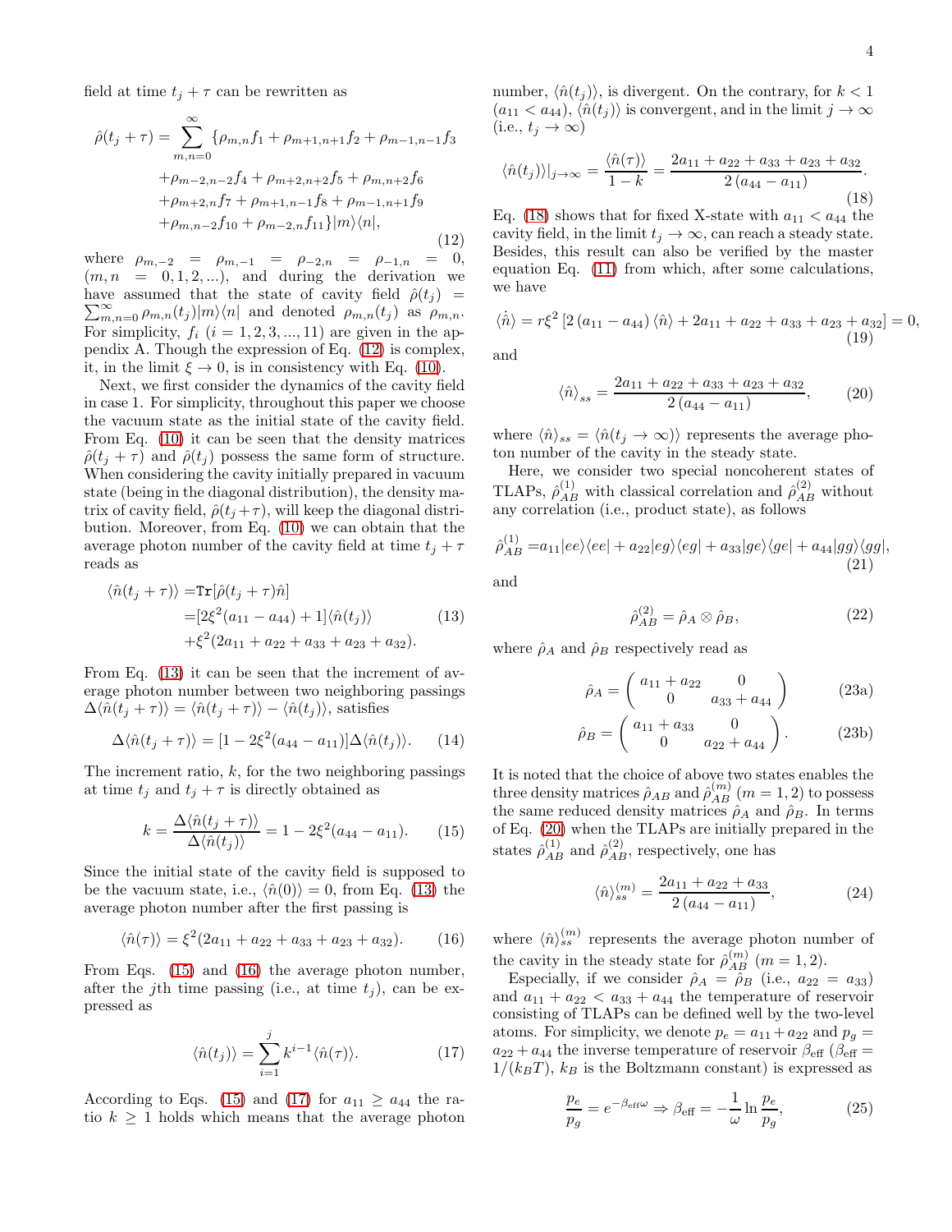field at time $t_j + \tau$ can be rewritten as

$$\begin{aligned}\hat{\rho}(t_j+\tau) = \sum_{m,n=0}^{\infty} \{&\rho_{m,n}f_1 + \rho_{m+1,n+1}f_2 + \rho_{m-1,n-1}f_3 \\ &+\rho_{m-2,n-2}f_4 + \rho_{m+2,n+2}f_5 + \rho_{m,n+2}f_6 \\ &+\rho_{m+2,n}f_7 + \rho_{m+1,n-1}f_8 + \rho_{m-1,n+1}f_9 \\ &+\rho_{m,n-2}f_{10} + \rho_{m-2,n}f_{11}\}|m\rangle\langle n|,\end{aligned} \tag{12}$$

where $\rho_{m,-2} = \rho_{m,-1} = \rho_{-2,n} = \rho_{-1,n} = 0$, $(m, n = 0, 1, 2, ...)$, and during the derivation we have assumed that the state of cavity field $\hat{\rho}(t_j) = \sum_{m,n=0}^{\infty} \rho_{m,n}(t_j)|m\rangle\langle n|$ and denoted $\rho_{m,n}(t_j)$ as $\rho_{m,n}$. For simplicity, $f_i$ $(i = 1, 2, 3, ..., 11)$ are given in the appendix A. Though the expression of Eq. (12) is complex, it, in the limit $\xi \to 0$, is in consistency with Eq. (10).

Next, we first consider the dynamics of the cavity field in case 1. For simplicity, throughout this paper we choose the vacuum state as the initial state of the cavity field. From Eq. (10) it can be seen that the density matrices $\hat{\rho}(t_j + \tau)$ and $\hat{\rho}(t_j)$ possess the same form of structure. When considering the cavity initially prepared in vacuum state (being in the diagonal distribution), the density matrix of cavity field, $\hat{\rho}(t_j+\tau)$, will keep the diagonal distribution. Moreover, from Eq. (10) we can obtain that the average photon number of the cavity field at time $t_j + \tau$ reads as

$$\begin{aligned}\langle\hat{n}(t_j+\tau)\rangle =&\texttt{Tr}[\hat{\rho}(t_j+\tau)\hat{n}] \\ =&[2\xi^2(a_{11}-a_{44})+1]\langle\hat{n}(t_j)\rangle \\ &+\xi^2(2a_{11}+a_{22}+a_{33}+a_{23}+a_{32}).\end{aligned} \tag{13}$$

From Eq. (13) it can be seen that the increment of average photon number between two neighboring passings $\Delta\langle\hat{n}(t_j+\tau)\rangle = \langle\hat{n}(t_j+\tau)\rangle - \langle\hat{n}(t_j)\rangle$, satisfies

$$\Delta\langle\hat{n}(t_j+\tau)\rangle = [1-2\xi^2(a_{44}-a_{11})]\Delta\langle\hat{n}(t_j)\rangle. \tag{14}$$

The increment ratio, $k$, for the two neighboring passings at time $t_j$ and $t_j + \tau$ is directly obtained as

$$k = \frac{\Delta\langle\hat{n}(t_j+\tau)\rangle}{\Delta\langle\hat{n}(t_j)\rangle} = 1-2\xi^2(a_{44}-a_{11}). \tag{15}$$

Since the initial state of the cavity field is supposed to be the vacuum state, i.e., $\langle\hat{n}(0)\rangle = 0$, from Eq. (13) the average photon number after the first passing is

$$\langle\hat{n}(\tau)\rangle = \xi^2(2a_{11}+a_{22}+a_{33}+a_{23}+a_{32}). \tag{16}$$

From Eqs. (15) and (16) the average photon number, after the $j$th time passing (i.e., at time $t_j$), can be expressed as

$$\langle\hat{n}(t_j)\rangle = \sum_{i=1}^{j} k^{i-1}\langle\hat{n}(\tau)\rangle. \tag{17}$$

According to Eqs. (15) and (17) for $a_{11} \geq a_{44}$ the ratio $k \geq 1$ holds which means that the average photon number, $\langle\hat{n}(t_j)\rangle$, is divergent. On the contrary, for $k < 1$ $(a_{11} < a_{44})$, $\langle\hat{n}(t_j)\rangle$ is convergent, and in the limit $j \to \infty$ (i.e., $t_j \to \infty$)

$$\langle\hat{n}(t_j)\rangle|_{j\to\infty} = \frac{\langle\hat{n}(\tau)\rangle}{1-k} = \frac{2a_{11}+a_{22}+a_{33}+a_{23}+a_{32}}{2(a_{44}-a_{11})}. \tag{18}$$

Eq. (18) shows that for fixed X-state with $a_{11} < a_{44}$ the cavity field, in the limit $t_j \to \infty$, can reach a steady state. Besides, this result can also be verified by the master equation Eq. (11) from which, after some calculations, we have

$$\langle\dot{\hat{n}}\rangle = r\xi^2\left[2(a_{11}-a_{44})\langle\hat{n}\rangle + 2a_{11}+a_{22}+a_{33}+a_{23}+a_{32}\right] = 0, \tag{19}$$

and

$$\langle\hat{n}\rangle_{ss} = \frac{2a_{11}+a_{22}+a_{33}+a_{23}+a_{32}}{2(a_{44}-a_{11})}, \tag{20}$$

where $\langle\hat{n}\rangle_{ss} = \langle\hat{n}(t_j\to\infty)\rangle$ represents the average photon number of the cavity in the steady state.

Here, we consider two special noncoherent states of TLAPs, $\hat{\rho}_{AB}^{(1)}$ with classical correlation and $\hat{\rho}_{AB}^{(2)}$ without any correlation (i.e., product state), as follows

$$\hat{\rho}_{AB}^{(1)} = a_{11}|ee\rangle\langle ee| + a_{22}|eg\rangle\langle eg| + a_{33}|ge\rangle\langle ge| + a_{44}|gg\rangle\langle gg|, \tag{21}$$

and

$$\hat{\rho}_{AB}^{(2)} = \hat{\rho}_A \otimes \hat{\rho}_B, \tag{22}$$

where $\hat{\rho}_A$ and $\hat{\rho}_B$ respectively read as

$$\hat{\rho}_A = \begin{pmatrix} a_{11}+a_{22} & 0 \\ 0 & a_{33}+a_{44} \end{pmatrix} \tag{23a}$$

$$\hat{\rho}_B = \begin{pmatrix} a_{11}+a_{33} & 0 \\ 0 & a_{22}+a_{44} \end{pmatrix}. \tag{23b}$$

It is noted that the choice of above two states enables the three density matrices $\hat{\rho}_{AB}$ and $\hat{\rho}_{AB}^{(m)}$ $(m = 1, 2)$ to possess the same reduced density matrices $\hat{\rho}_A$ and $\hat{\rho}_B$. In terms of Eq. (20) when the TLAPs are initially prepared in the states $\hat{\rho}_{AB}^{(1)}$ and $\hat{\rho}_{AB}^{(2)}$, respectively, one has

$$\langle\hat{n}\rangle_{ss}^{(m)} = \frac{2a_{11}+a_{22}+a_{33}}{2(a_{44}-a_{11})}, \tag{24}$$

where $\langle\hat{n}\rangle_{ss}^{(m)}$ represents the average photon number of the cavity in the steady state for $\hat{\rho}_{AB}^{(m)}$ $(m = 1, 2)$.

Especially, if we consider $\hat{\rho}_A = \hat{\rho}_B$ (i.e., $a_{22} = a_{33}$) and $a_{11} + a_{22} < a_{33} + a_{44}$ the temperature of reservoir consisting of TLAPs can be defined well by the two-level atoms. For simplicity, we denote $p_e = a_{11}+a_{22}$ and $p_g = a_{22}+a_{44}$ the inverse temperature of reservoir $\beta_{\text{eff}}$ ($\beta_{\text{eff}} = 1/(k_B T)$, $k_B$ is the Boltzmann constant) is expressed as

$$\frac{p_e}{p_g} = e^{-\beta_{\text{eff}}\omega} \Rightarrow \beta_{\text{eff}} = -\frac{1}{\omega}\ln\frac{p_e}{p_g}, \tag{25}$$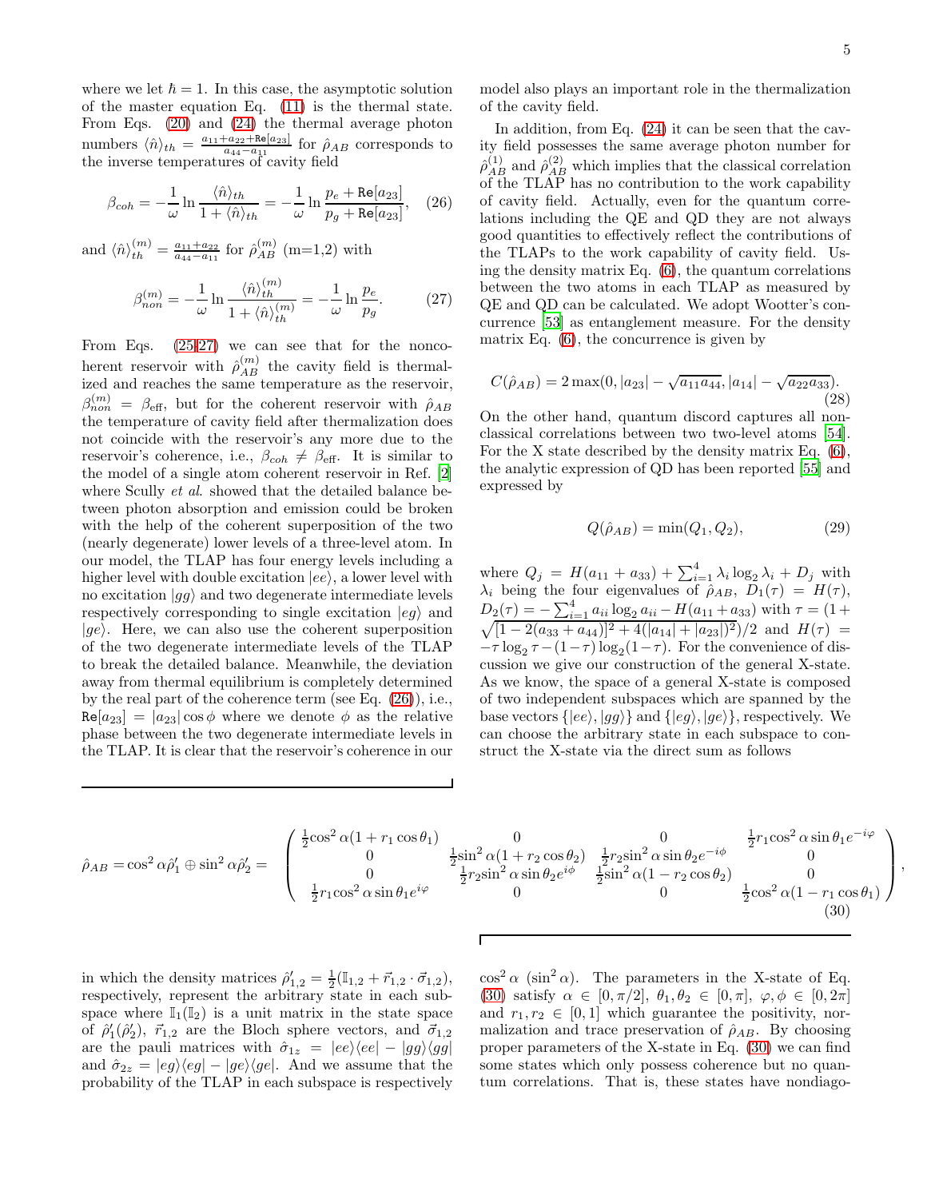where we let $\hbar = 1$. In this case, the asymptotic solution of the master equation Eq. (11) is the thermal state. From Eqs. (20) and (24) the thermal average photon numbers $\langle \hat{n} \rangle_{th} = \frac{a_{11}+a_{22}+\mathtt{Re}[a_{23}]}{a_{44}-a_{11}}$ for $\hat{\rho}_{AB}$ corresponds to the inverse temperatures of cavity field

$$\beta_{coh} = -\frac{1}{\omega} \ln \frac{\langle \hat{n} \rangle_{th}}{1+\langle \hat{n} \rangle_{th}} = -\frac{1}{\omega} \ln \frac{p_e + \mathtt{Re}[a_{23}]}{p_g + \mathtt{Re}[a_{23}]}, \quad (26)$$

and $\langle \hat{n} \rangle_{th}^{(m)} = \frac{a_{11}+a_{22}}{a_{44}-a_{11}}$ for $\hat{\rho}_{AB}^{(m)}$ (m=1,2) with

$$\beta_{non}^{(m)} = -\frac{1}{\omega} \ln \frac{\langle \hat{n} \rangle_{th}^{(m)}}{1+\langle \hat{n} \rangle_{th}^{(m)}} = -\frac{1}{\omega} \ln \frac{p_e}{p_g}. \quad (27)$$

From Eqs. (25-27) we can see that for the noncoherent reservoir with $\hat{\rho}_{AB}^{(m)}$ the cavity field is thermalized and reaches the same temperature as the reservoir, $\beta_{non}^{(m)} = \beta_{\text{eff}}$, but for the coherent reservoir with $\hat{\rho}_{AB}$ the temperature of cavity field after thermalization does not coincide with the reservoir's any more due to the reservoir's coherence, i.e., $\beta_{coh} \neq \beta_{\text{eff}}$. It is similar to the model of a single atom coherent reservoir in Ref. [2] where Scully *et al.* showed that the detailed balance between photon absorption and emission could be broken with the help of the coherent superposition of the two (nearly degenerate) lower levels of a three-level atom. In our model, the TLAP has four energy levels including a higher level with double excitation $|ee\rangle$, a lower level with no excitation $|gg\rangle$ and two degenerate intermediate levels respectively corresponding to single excitation $|eg\rangle$ and $|ge\rangle$. Here, we can also use the coherent superposition of the two degenerate intermediate levels of the TLAP to break the detailed balance. Meanwhile, the deviation away from thermal equilibrium is completely determined by the real part of the coherence term (see Eq. (26)), i.e., $\mathtt{Re}[a_{23}] = |a_{23}| \cos\phi$ where we denote $\phi$ as the relative phase between the two degenerate intermediate levels in the TLAP. It is clear that the reservoir's coherence in our model also plays an important role in the thermalization of the cavity field.

In addition, from Eq. (24) it can be seen that the cavity field possesses the same average photon number for $\hat{\rho}_{AB}^{(1)}$ and $\hat{\rho}_{AB}^{(2)}$ which implies that the classical correlation of the TLAP has no contribution to the work capability of cavity field. Actually, even for the quantum correlations including the QE and QD they are not always good quantities to effectively reflect the contributions of the TLAPs to the work capability of cavity field. Using the density matrix Eq. (6), the quantum correlations between the two atoms in each TLAP as measured by QE and QD can be calculated. We adopt Wootter's concurrence [53] as entanglement measure. For the density matrix Eq. (6), the concurrence is given by

$$C(\hat{\rho}_{AB}) = 2 \max(0, |a_{23}| - \sqrt{a_{11}a_{44}}, |a_{14}| - \sqrt{a_{22}a_{33}}). \quad (28)$$

On the other hand, quantum discord captures all nonclassical correlations between two two-level atoms [54]. For the X state described by the density matrix Eq. (6), the analytic expression of QD has been reported [55] and expressed by

$$Q(\hat{\rho}_{AB}) = \min(Q_1, Q_2), \quad (29)$$

where $Q_j = H(a_{11} + a_{33}) + \sum_{i=1}^{4} \lambda_i \log_2 \lambda_i + D_j$ with $\lambda_i$ being the four eigenvalues of $\hat{\rho}_{AB}$, $D_1(\tau) = H(\tau)$, $D_2(\tau) = -\sum_{i=1}^{4} a_{ii} \log_2 a_{ii} - H(a_{11} + a_{33})$ with $\tau = (1 + \sqrt{[1 - 2(a_{33} + a_{44})]^2 + 4(|a_{14}| + |a_{23}|)^2})/2$ and $H(\tau) = -\tau \log_2 \tau - (1-\tau) \log_2(1-\tau)$. For the convenience of discussion we give our construction of the general X-state. As we know, the space of a general X-state is composed of two independent subspaces which are spanned by the base vectors $\{|ee\rangle, |gg\rangle\}$ and $\{|eg\rangle, |ge\rangle\}$, respectively. We can choose the arbitrary state in each subspace to construct the X-state via the direct sum as follows

$$\hat{\rho}_{AB} = \cos^2\alpha \hat{\rho}_1' \oplus \sin^2\alpha \hat{\rho}_2' = \begin{pmatrix} \frac{1}{2}\cos^2\alpha(1 + r_1 \cos\theta_1) & 0 & 0 & \frac{1}{2} r_1 \cos^2\alpha \sin\theta_1 e^{-i\varphi} \\ 0 & \frac{1}{2}\sin^2\alpha(1 + r_2 \cos\theta_2) & \frac{1}{2} r_2 \sin^2\alpha \sin\theta_2 e^{-i\phi} & 0 \\ 0 & \frac{1}{2} r_2 \sin^2\alpha \sin\theta_2 e^{i\phi} & \frac{1}{2}\sin^2\alpha(1 - r_2 \cos\theta_2) & 0 \\ \frac{1}{2} r_1 \cos^2\alpha \sin\theta_1 e^{i\varphi} & 0 & 0 & \frac{1}{2}\cos^2\alpha(1 - r_1 \cos\theta_1) \end{pmatrix}, \quad (30)$$

in which the density matrices $\hat{\rho}_{1,2}' = \frac{1}{2}(\mathbb{I}_{1,2} + \vec{r}_{1,2} \cdot \vec{\sigma}_{1,2})$, respectively, represent the arbitrary state in each subspace where $\mathbb{I}_1(\mathbb{I}_2)$ is a unit matrix in the state space of $\hat{\rho}_1'(\hat{\rho}_2')$, $\vec{r}_{1,2}$ are the Bloch sphere vectors, and $\vec{\sigma}_{1,2}$ are the pauli matrices with $\hat{\sigma}_{1z} = |ee\rangle\langle ee| - |gg\rangle\langle gg|$ and $\hat{\sigma}_{2z} = |eg\rangle\langle eg| - |ge\rangle\langle ge|$. And we assume that the probability of the TLAP in each subspace is respectively $\cos^2\alpha$ ($\sin^2\alpha$). The parameters in the X-state of Eq. (30) satisfy $\alpha \in [0, \pi/2]$, $\theta_1, \theta_2 \in [0, \pi]$, $\varphi, \phi \in [0, 2\pi]$ and $r_1, r_2 \in [0, 1]$ which guarantee the positivity, normalization and trace preservation of $\hat{\rho}_{AB}$. By choosing proper parameters of the X-state in Eq. (30) we can find some states which only possess coherence but no quantum correlations. That is, these states have nondiago-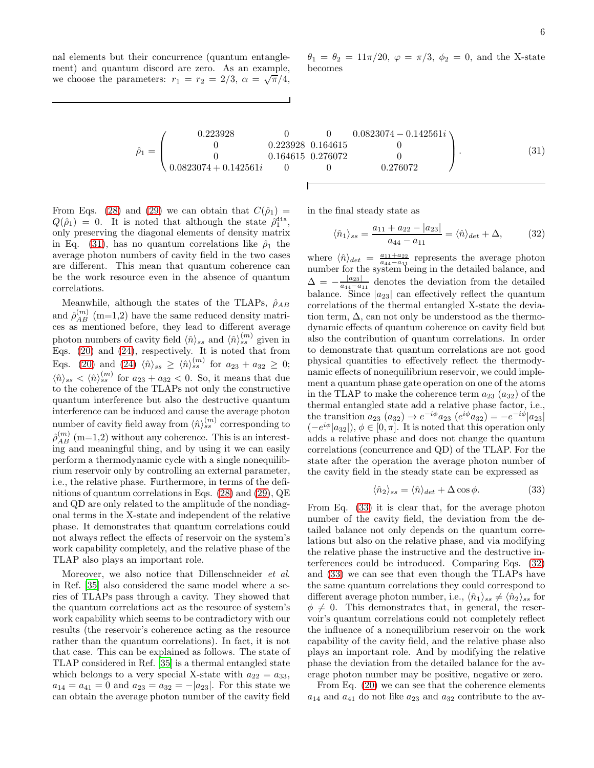nal elements but their concurrence (quantum entanglement) and quantum discord are zero. As an example, we choose the parameters: $r_1 = r_2 = 2/3$, $\alpha = \sqrt{\pi}/4$, $\theta_1 = \theta_2 = 11\pi/20$, $\varphi = \pi/3$, $\phi_2 = 0$, and the X-state becomes

$$\hat{\rho}_1 = \begin{pmatrix} 0.223928 & 0 & 0 & 0.0823074 - 0.142561i \\ 0 & 0.223928 & 0.164615 & 0 \\ 0 & 0.164615 & 0.276072 & 0 \\ 0.0823074 + 0.142561i & 0 & 0 & 0.276072 \end{pmatrix}. \tag{31}$$

From Eqs. (28) and (29) we can obtain that $C(\hat{\rho}_1) = Q(\hat{\rho}_1) = 0$. It is noted that although the state $\hat{\rho}_1^{\mathtt{dia}}$, only preserving the diagonal elements of density matrix in Eq. (31), has no quantum correlations like $\hat{\rho}_1$ the average photon numbers of cavity field in the two cases are different. This mean that quantum coherence can be the work resource even in the absence of quantum correlations.

Meanwhile, although the states of the TLAPs, $\hat{\rho}_{AB}$ and $\hat{\rho}_{AB}^{(m)}$ (m=1,2) have the same reduced density matrices as mentioned before, they lead to different average photon numbers of cavity field $\langle\hat{n}\rangle_{ss}$ and $\langle\hat{n}\rangle_{ss}^{(m)}$ given in Eqs. (20) and (24), respectively. It is noted that from Eqs. (20) and (24) $\langle\hat{n}\rangle_{ss} \geq \langle\hat{n}\rangle_{ss}^{(m)}$ for $a_{23} + a_{32} \geq 0$; $\langle\hat{n}\rangle_{ss} < \langle\hat{n}\rangle_{ss}^{(m)}$ for $a_{23} + a_{32} < 0$. So, it means that due to the coherence of the TLAPs not only the constructive quantum interference but also the destructive quantum interference can be induced and cause the average photon number of cavity field away from $\langle\hat{n}\rangle_{ss}^{(m)}$ corresponding to $\hat{\rho}_{AB}^{(m)}$ (m=1,2) without any coherence. This is an interesting and meaningful thing, and by using it we can easily perform a thermodynamic cycle with a single nonequilibrium reservoir only by controlling an external parameter, i.e., the relative phase. Furthermore, in terms of the definitions of quantum correlations in Eqs. (28) and (29), QE and QD are only related to the amplitude of the nondiagonal terms in the X-state and independent of the relative phase. It demonstrates that quantum correlations could not always reflect the effects of reservoir on the system's work capability completely, and the relative phase of the TLAP also plays an important role.

Moreover, we also notice that Dillenschneider *et al.* in Ref. [35] also considered the same model where a series of TLAPs pass through a cavity. They showed that the quantum correlations act as the resource of system's work capability which seems to be contradictory with our results (the reservoir's coherence acting as the resource rather than the quantum correlations). In fact, it is not that case. This can be explained as follows. The state of TLAP considered in Ref. [35] is a thermal entangled state which belongs to a very special X-state with $a_{22} = a_{33}$, $a_{14} = a_{41} = 0$ and $a_{23} = a_{32} = -|a_{23}|$. For this state we can obtain the average photon number of the cavity field in the final steady state as

$$\langle\hat{n}_1\rangle_{ss} = \frac{a_{11} + a_{22} - |a_{23}|}{a_{44} - a_{11}} = \langle\hat{n}\rangle_{det} + \Delta, \tag{32}$$

where $\langle\hat{n}\rangle_{det} = \frac{a_{11}+a_{22}}{a_{44}-a_{11}}$ represents the average photon number for the system being in the detailed balance, and $\Delta = -\frac{|a_{23}|}{a_{44}-a_{11}}$ denotes the deviation from the detailed balance. Since $|a_{23}|$ can effectively reflect the quantum correlations of the thermal entangled X-state the deviation term, $\Delta$, can not only be understood as the thermodynamic effects of quantum coherence on cavity field but also the contribution of quantum correlations. In order to demonstrate that quantum correlations are not good physical quantities to effectively reflect the thermodynamic effects of nonequilibrium reservoir, we could implement a quantum phase gate operation on one of the atoms in the TLAP to make the coherence term $a_{23}$ ($a_{32}$) of the thermal entangled state add a relative phase factor, i.e., the transition $a_{23}$ ($a_{32}$) $\rightarrow e^{-i\phi}a_{23}$ ($e^{i\phi}a_{32}$) $= -e^{-i\phi}|a_{23}|$ ($-e^{i\phi}|a_{32}|$), $\phi \in [0, \pi]$. It is noted that this operation only adds a relative phase and does not change the quantum correlations (concurrence and QD) of the TLAP. For the state after the operation the average photon number of the cavity field in the steady state can be expressed as

$$\langle\hat{n}_2\rangle_{ss} = \langle\hat{n}\rangle_{det} + \Delta\cos\phi. \tag{33}$$

From Eq. (33) it is clear that, for the average photon number of the cavity field, the deviation from the detailed balance not only depends on the quantum correlations but also on the relative phase, and via modifying the relative phase the instructive and the destructive interferences could be introduced. Comparing Eqs. (32) and (33) we can see that even though the TLAPs have the same quantum correlations they could correspond to different average photon number, i.e., $\langle\hat{n}_1\rangle_{ss} \neq \langle\hat{n}_2\rangle_{ss}$ for $\phi \neq 0$. This demonstrates that, in general, the reservoir's quantum correlations could not completely reflect the influence of a nonequilibrium reservoir on the work capability of the cavity field, and the relative phase also plays an important role. And by modifying the relative phase the deviation from the detailed balance for the average photon number may be positive, negative or zero.

From Eq. (20) we can see that the coherence elements $a_{14}$ and $a_{41}$ do not like $a_{23}$ and $a_{32}$ contribute to the av-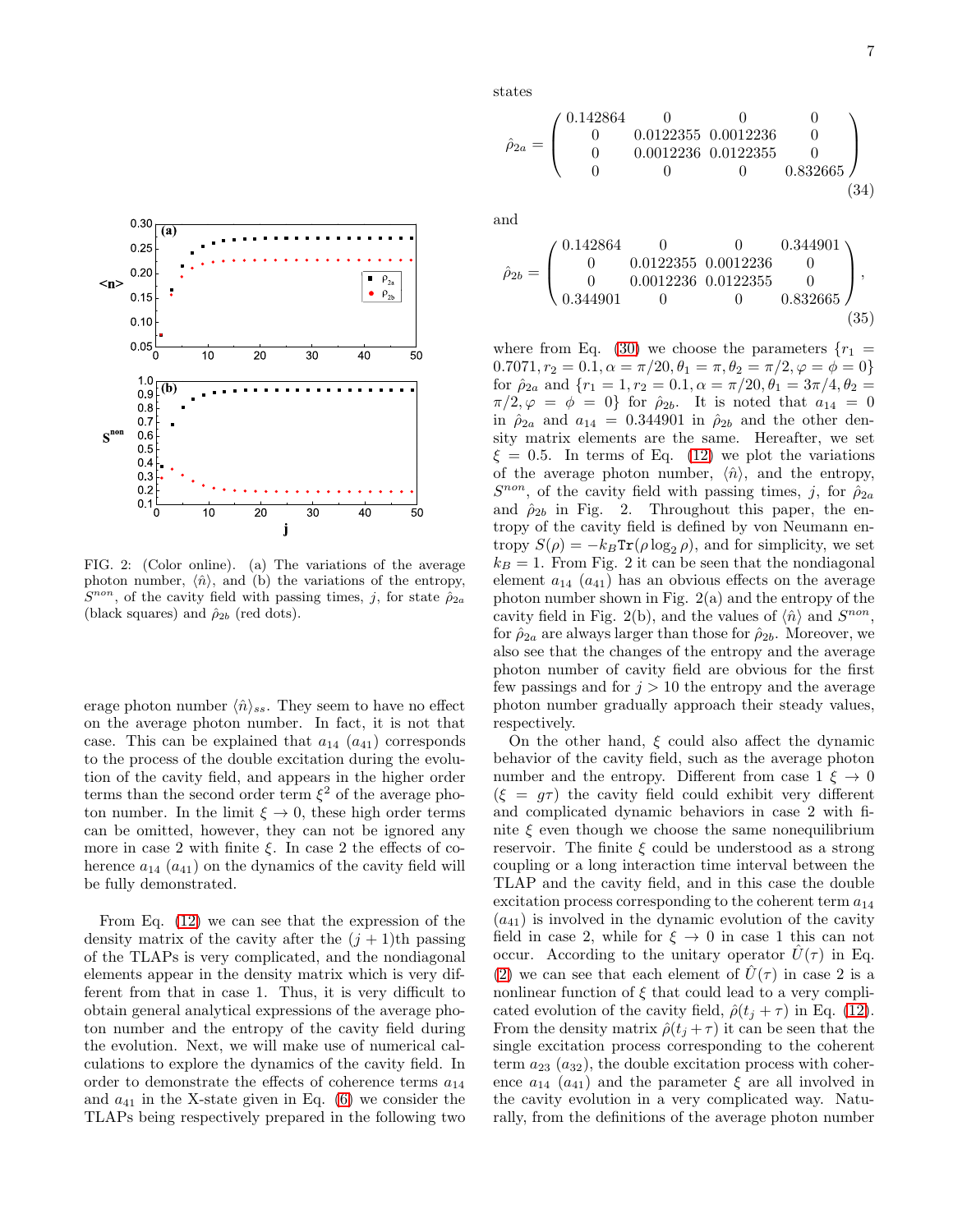erage photon number $\langle \hat{n} \rangle_{ss}$. They seem to have no effect on the average photon number. In fact, it is not that case. This can be explained that $a_{14}$ ($a_{41}$) corresponds to the process of the double excitation during the evolution of the cavity field, and appears in the higher order terms than the second order term $\xi^2$ of the average photon number. In the limit $\xi \to 0$, these high order terms can be omitted, however, they can not be ignored any more in case 2 with finite $\xi$. In case 2 the effects of coherence $a_{14}$ ($a_{41}$) on the dynamics of the cavity field will be fully demonstrated.

From Eq. (12) we can see that the expression of the density matrix of the cavity after the $(j+1)$th passing of the TLAPs is very complicated, and the nondiagonal elements appear in the density matrix which is very different from that in case 1. Thus, it is very difficult to obtain general analytical expressions of the average photon number and the entropy of the cavity field during the evolution. Next, we will make use of numerical calculations to explore the dynamics of the cavity field. In order to demonstrate the effects of coherence terms $a_{14}$ and $a_{41}$ in the X-state given in Eq. (6) we consider the TLAPs being respectively prepared in the following two states

$$
\hat{\rho}_{2a} = \begin{pmatrix} 0.142864 & 0 & 0 & 0 \\ 0 & 0.0122355 & 0.0012236 & 0 \\ 0 & 0.0012236 & 0.0122355 & 0 \\ 0 & 0 & 0 & 0.832665 \end{pmatrix} \tag{34}
$$

and

$$
\hat{\rho}_{2b} = \begin{pmatrix} 0.142864 & 0 & 0 & 0.344901 \\ 0 & 0.0122355 & 0.0012236 & 0 \\ 0 & 0.0012236 & 0.0122355 & 0 \\ 0.344901 & 0 & 0 & 0.832665 \end{pmatrix}, \tag{35}
$$

where from Eq. (30) we choose the parameters $\{r_1 = 0.7071, r_2 = 0.1, \alpha = \pi/20, \theta_1 = \pi, \theta_2 = \pi/2, \varphi = \phi = 0\}$ for $\hat{\rho}_{2a}$ and $\{r_1 = 1, r_2 = 0.1, \alpha = \pi/20, \theta_1 = 3\pi/4, \theta_2 = \pi/2, \varphi = \phi = 0\}$ for $\hat{\rho}_{2b}$. It is noted that $a_{14} = 0$ in $\hat{\rho}_{2a}$ and $a_{14} = 0.344901$ in $\hat{\rho}_{2b}$ and the other density matrix elements are the same. Hereafter, we set $\xi = 0.5$. In terms of Eq. (12) we plot the variations of the average photon number, $\langle \hat{n} \rangle$, and the entropy, $S^{non}$, of the cavity field with passing times, $j$, for $\hat{\rho}_{2a}$ and $\hat{\rho}_{2b}$ in Fig. 2. Throughout this paper, the entropy of the cavity field is defined by von Neumann entropy $S(\rho) = -k_B \mathrm{Tr}(\rho \log_2 \rho)$, and for simplicity, we set $k_B = 1$. From Fig. 2 it can be seen that the nondiagonal element $a_{14}$ ($a_{41}$) has an obvious effects on the average photon number shown in Fig. 2(a) and the entropy of the cavity field in Fig. 2(b), and the values of $\langle \hat{n} \rangle$ and $S^{non}$, for $\hat{\rho}_{2a}$ are always larger than those for $\hat{\rho}_{2b}$. Moreover, we also see that the changes of the entropy and the average photon number of cavity field are obvious for the first few passings and for $j > 10$ the entropy and the average photon number gradually approach their steady values, respectively.

FIG. 2: (Color online). (a) The variations of the average photon number, $\langle \hat{n} \rangle$, and (b) the variations of the entropy, $S^{non}$, of the cavity field with passing times, $j$, for state $\hat{\rho}_{2a}$ (black squares) and $\hat{\rho}_{2b}$ (red dots).

On the other hand, $\xi$ could also affect the dynamic behavior of the cavity field, such as the average photon number and the entropy. Different from case 1 $\xi \to 0$ ($\xi = g\tau$) the cavity field could exhibit very different and complicated dynamic behaviors in case 2 with finite $\xi$ even though we choose the same nonequilibrium reservoir. The finite $\xi$ could be understood as a strong coupling or a long interaction time interval between the TLAP and the cavity field, and in this case the double excitation process corresponding to the coherent term $a_{14}$ ($a_{41}$) is involved in the dynamic evolution of the cavity field in case 2, while for $\xi \to 0$ in case 1 this can not occur. According to the unitary operator $\hat{U}(\tau)$ in Eq. (2) we can see that each element of $\hat{U}(\tau)$ in case 2 is a nonlinear function of $\xi$ that could lead to a very complicated evolution of the cavity field, $\hat{\rho}(t_j + \tau)$ in Eq. (12). From the density matrix $\hat{\rho}(t_j + \tau)$ it can be seen that the single excitation process corresponding to the coherent term $a_{23}$ ($a_{32}$), the double excitation process with coherence $a_{14}$ ($a_{41}$) and the parameter $\xi$ are all involved in the cavity evolution in a very complicated way. Naturally, from the definitions of the average photon number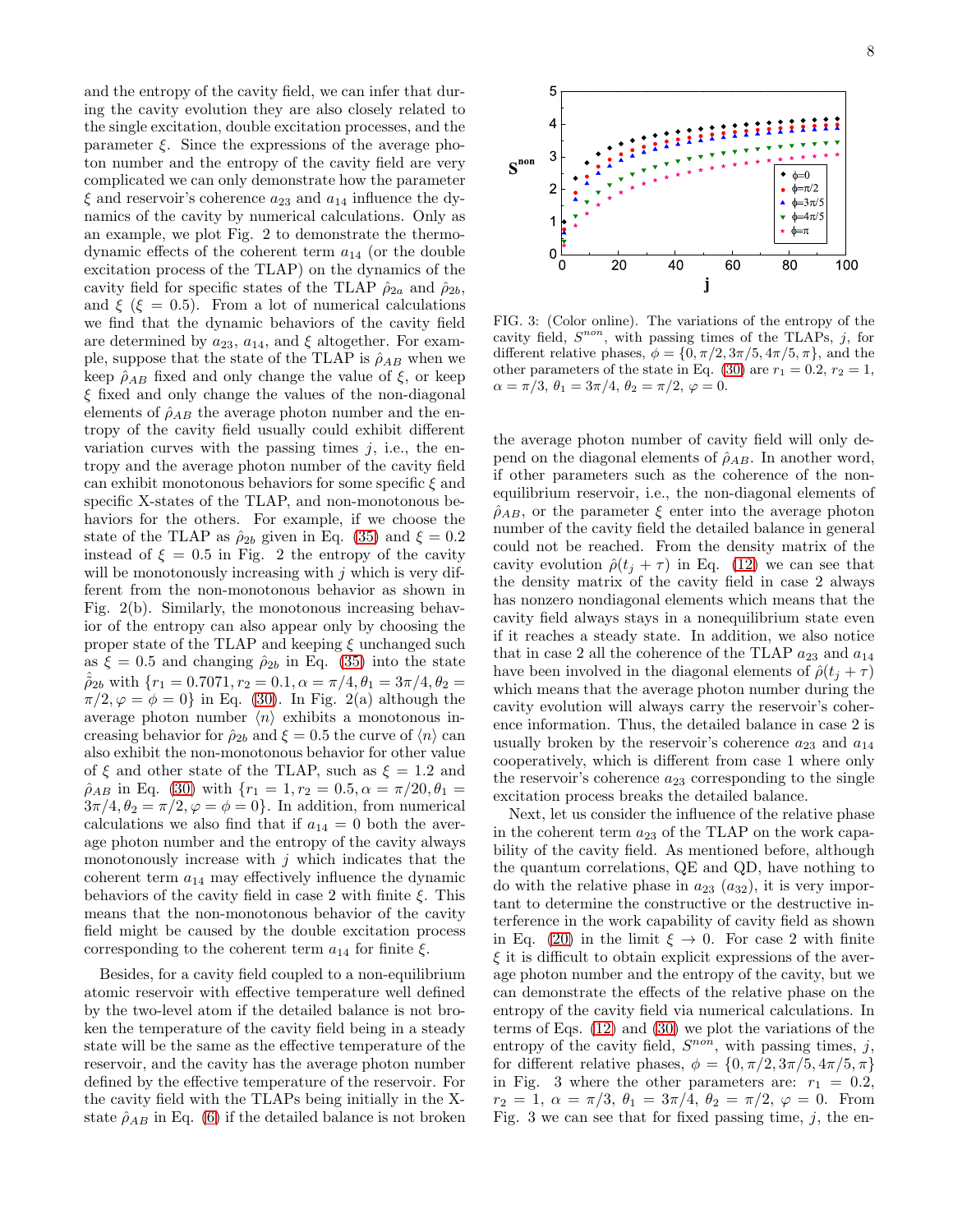and the entropy of the cavity field, we can infer that during the cavity evolution they are also closely related to the single excitation, double excitation processes, and the parameter $\xi$. Since the expressions of the average photon number and the entropy of the cavity field are very complicated we can only demonstrate how the parameter $\xi$ and reservoir's coherence $a_{23}$ and $a_{14}$ influence the dynamics of the cavity by numerical calculations. Only as an example, we plot Fig. 2 to demonstrate the thermodynamic effects of the coherent term $a_{14}$ (or the double excitation process of the TLAP) on the dynamics of the cavity field for specific states of the TLAP $\hat{\rho}_{2a}$ and $\hat{\rho}_{2b}$, and $\xi$ ($\xi = 0.5$). From a lot of numerical calculations we find that the dynamic behaviors of the cavity field are determined by $a_{23}$, $a_{14}$, and $\xi$ altogether. For example, suppose that the state of the TLAP is $\hat{\rho}_{AB}$ when we keep $\hat{\rho}_{AB}$ fixed and only change the value of $\xi$, or keep $\xi$ fixed and only change the values of the non-diagonal elements of $\hat{\rho}_{AB}$ the average photon number and the entropy of the cavity field usually could exhibit different variation curves with the passing times $j$, i.e., the entropy and the average photon number of the cavity field can exhibit monotonous behaviors for some specific $\xi$ and specific X-states of the TLAP, and non-monotonous behaviors for the others. For example, if we choose the state of the TLAP as $\hat{\rho}_{2b}$ given in Eq. (35) and $\xi = 0.2$ instead of $\xi = 0.5$ in Fig. 2 the entropy of the cavity will be monotonously increasing with $j$ which is very different from the non-monotonous behavior as shown in Fig. 2(b). Similarly, the monotonous increasing behavior of the entropy can also appear only by choosing the proper state of the TLAP and keeping $\xi$ unchanged such as $\xi = 0.5$ and changing $\hat{\rho}_{2b}$ in Eq. (35) into the state $\hat{\tilde{\rho}}_{2b}$ with $\{r_1 = 0.7071, r_2 = 0.1, \alpha = \pi/4, \theta_1 = 3\pi/4, \theta_2 = \pi/2, \varphi = \phi = 0\}$ in Eq. (30). In Fig. 2(a) although the average photon number $\langle n \rangle$ exhibits a monotonous increasing behavior for $\hat{\rho}_{2b}$ and $\xi = 0.5$ the curve of $\langle n \rangle$ can also exhibit the non-monotonous behavior for other value of $\xi$ and other state of the TLAP, such as $\xi = 1.2$ and $\hat{\rho}_{AB}$ in Eq. (30) with $\{r_1 = 1, r_2 = 0.5, \alpha = \pi/20, \theta_1 = 3\pi/4, \theta_2 = \pi/2, \varphi = \phi = 0\}$. In addition, from numerical calculations we also find that if $a_{14} = 0$ both the average photon number and the entropy of the cavity always monotonously increase with $j$ which indicates that the coherent term $a_{14}$ may effectively influence the dynamic behaviors of the cavity field in case 2 with finite $\xi$. This means that the non-monotonous behavior of the cavity field might be caused by the double excitation process corresponding to the coherent term $a_{14}$ for finite $\xi$.

Besides, for a cavity field coupled to a non-equilibrium atomic reservoir with effective temperature well defined by the two-level atom if the detailed balance is not broken the temperature of the cavity field being in a steady state will be the same as the effective temperature of the reservoir, and the cavity has the average photon number defined by the effective temperature of the reservoir. For the cavity field with the TLAPs being initially in the X-state $\hat{\rho}_{AB}$ in Eq. (6) if the detailed balance is not broken the average photon number of cavity field will only depend on the diagonal elements of $\hat{\rho}_{AB}$. In another word, if other parameters such as the coherence of the non-equilibrium reservoir, i.e., the non-diagonal elements of $\hat{\rho}_{AB}$, or the parameter $\xi$ enter into the average photon number of the cavity field the detailed balance in general could not be reached. From the density matrix of the cavity evolution $\hat{\rho}(t_j + \tau)$ in Eq. (12) we can see that the density matrix of the cavity field in case 2 always has nonzero nondiagonal elements which means that the cavity field always stays in a nonequilibrium state even if it reaches a steady state. In addition, we also notice that in case 2 all the coherence of the TLAP $a_{23}$ and $a_{14}$ have been involved in the diagonal elements of $\hat{\rho}(t_j + \tau)$ which means that the average photon number during the cavity evolution will always carry the reservoir's coherence information. Thus, the detailed balance in case 2 is usually broken by the reservoir's coherence $a_{23}$ and $a_{14}$ cooperatively, which is different from case 1 where only the reservoir's coherence $a_{23}$ corresponding to the single excitation process breaks the detailed balance.

FIG. 3: (Color online). The variations of the entropy of the cavity field, $S^{non}$, with passing times of the TLAPs, $j$, for different relative phases, $\phi = \{0, \pi/2, 3\pi/5, 4\pi/5, \pi\}$, and the other parameters of the state in Eq. (30) are $r_1 = 0.2$, $r_2 = 1$, $\alpha = \pi/3$, $\theta_1 = 3\pi/4$, $\theta_2 = \pi/2$, $\varphi = 0$.

Next, let us consider the influence of the relative phase in the coherent term $a_{23}$ of the TLAP on the work capability of the cavity field. As mentioned before, although the quantum correlations, QE and QD, have nothing to do with the relative phase in $a_{23}$ ($a_{32}$), it is very important to determine the constructive or the destructive interference in the work capability of cavity field as shown in Eq. (20) in the limit $\xi \to 0$. For case 2 with finite $\xi$ it is difficult to obtain explicit expressions of the average photon number and the entropy of the cavity, but we can demonstrate the effects of the relative phase on the entropy of the cavity field via numerical calculations. In terms of Eqs. (12) and (30) we plot the variations of the entropy of the cavity field, $S^{non}$, with passing times, $j$, for different relative phases, $\phi = \{0, \pi/2, 3\pi/5, 4\pi/5, \pi\}$ in Fig. 3 where the other parameters are: $r_1 = 0.2$, $r_2 = 1$, $\alpha = \pi/3$, $\theta_1 = 3\pi/4$, $\theta_2 = \pi/2$, $\varphi = 0$. From Fig. 3 we can see that for fixed passing time, $j$, the en-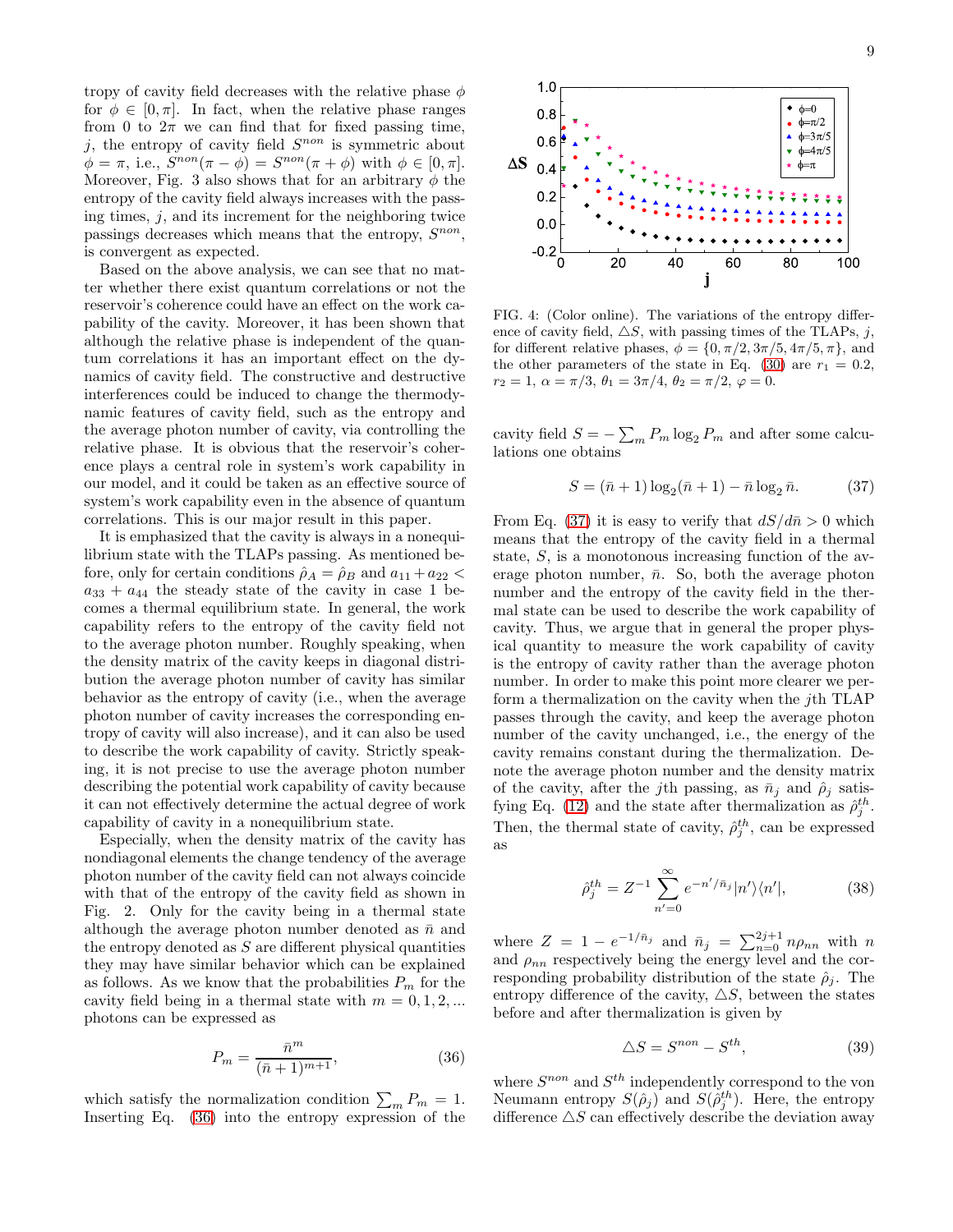tropy of cavity field decreases with the relative phase $\phi$ for $\phi \in [0,\pi]$. In fact, when the relative phase ranges from 0 to $2\pi$ we can find that for fixed passing time, $j$, the entropy of cavity field $S^{non}$ is symmetric about $\phi = \pi$, i.e., $S^{non}(\pi - \phi) = S^{non}(\pi + \phi)$ with $\phi \in [0,\pi]$. Moreover, Fig. 3 also shows that for an arbitrary $\phi$ the entropy of the cavity field always increases with the passing times, $j$, and its increment for the neighboring twice passings decreases which means that the entropy, $S^{non}$, is convergent as expected.

Based on the above analysis, we can see that no matter whether there exist quantum correlations or not the reservoir's coherence could have an effect on the work capability of the cavity. Moreover, it has been shown that although the relative phase is independent of the quantum correlations it has an important effect on the dynamics of cavity field. The constructive and destructive interferences could be induced to change the thermodynamic features of cavity field, such as the entropy and the average photon number of cavity, via controlling the relative phase. It is obvious that the reservoir's coherence plays a central role in system's work capability in our model, and it could be taken as an effective source of system's work capability even in the absence of quantum correlations. This is our major result in this paper.

It is emphasized that the cavity is always in a nonequilibrium state with the TLAPs passing. As mentioned before, only for certain conditions $\hat{\rho}_A = \hat{\rho}_B$ and $a_{11} + a_{22} < a_{33} + a_{44}$ the steady state of the cavity in case 1 becomes a thermal equilibrium state. In general, the work capability refers to the entropy of the cavity field not to the average photon number. Roughly speaking, when the density matrix of the cavity keeps in diagonal distribution the average photon number of cavity has similar behavior as the entropy of cavity (i.e., when the average photon number of cavity increases the corresponding entropy of cavity will also increase), and it can also be used to describe the work capability of cavity. Strictly speaking, it is not precise to use the average photon number describing the potential work capability of cavity because it can not effectively determine the actual degree of work capability of cavity in a nonequilibrium state.

Especially, when the density matrix of the cavity has nondiagonal elements the change tendency of the average photon number of the cavity field can not always coincide with that of the entropy of the cavity field as shown in Fig. 2. Only for the cavity being in a thermal state although the average photon number denoted as $\bar{n}$ and the entropy denoted as $S$ are different physical quantities they may have similar behavior which can be explained as follows. As we know that the probabilities $P_m$ for the cavity field being in a thermal state with $m = 0, 1, 2, ...$ photons can be expressed as

$$P_m = \frac{\bar{n}^m}{(\bar{n}+1)^{m+1}}, \tag{36}$$

which satisfy the normalization condition $\sum_m P_m = 1$. Inserting Eq. (36) into the entropy expression of the cavity field $S = -\sum_m P_m \log_2 P_m$ and after some calculations one obtains

$$S = (\bar{n}+1)\log_2(\bar{n}+1) - \bar{n}\log_2 \bar{n}. \tag{37}$$

From Eq. (37) it is easy to verify that $dS/d\bar{n} > 0$ which means that the entropy of the cavity field in a thermal state, $S$, is a monotonous increasing function of the average photon number, $\bar{n}$. So, both the average photon number and the entropy of the cavity field in the thermal state can be used to describe the work capability of cavity. Thus, we argue that in general the proper physical quantity to measure the work capability of cavity is the entropy of cavity rather than the average photon number. In order to make this point more clearer we perform a thermalization on the cavity when the $j$th TLAP passes through the cavity, and keep the average photon number of the cavity unchanged, i.e., the energy of the cavity remains constant during the thermalization. Denote the average photon number and the density matrix of the cavity, after the $j$th passing, as $\bar{n}_j$ and $\hat{\rho}_j$ satisfying Eq. (12) and the state after thermalization as $\hat{\rho}_j^{th}$. Then, the thermal state of cavity, $\hat{\rho}_j^{th}$, can be expressed as

$$\hat{\rho}_j^{th} = Z^{-1}\sum_{n'=0}^{\infty} e^{-n'/\bar{n}_j}|n'\rangle\langle n'|, \tag{38}$$

where $Z = 1 - e^{-1/\bar{n}_j}$ and $\bar{n}_j = \sum_{n=0}^{2j+1} n\rho_{nn}$ with $n$ and $\rho_{nn}$ respectively being the energy level and the corresponding probability distribution of the state $\hat{\rho}_j$. The entropy difference of the cavity, $\triangle S$, between the states before and after thermalization is given by

$$\triangle S = S^{non} - S^{th}, \tag{39}$$

where $S^{non}$ and $S^{th}$ independently correspond to the von Neumann entropy $S(\hat{\rho}_j)$ and $S(\hat{\rho}_j^{th})$. Here, the entropy difference $\triangle S$ can effectively describe the deviation away

FIG. 4: (Color online). The variations of the entropy difference of cavity field, $\triangle S$, with passing times of the TLAPs, $j$, for different relative phases, $\phi = \{0, \pi/2, 3\pi/5, 4\pi/5, \pi\}$, and the other parameters of the state in Eq. (30) are $r_1 = 0.2$, $r_2 = 1$, $\alpha = \pi/3$, $\theta_1 = 3\pi/4$, $\theta_2 = \pi/2$, $\varphi = 0$.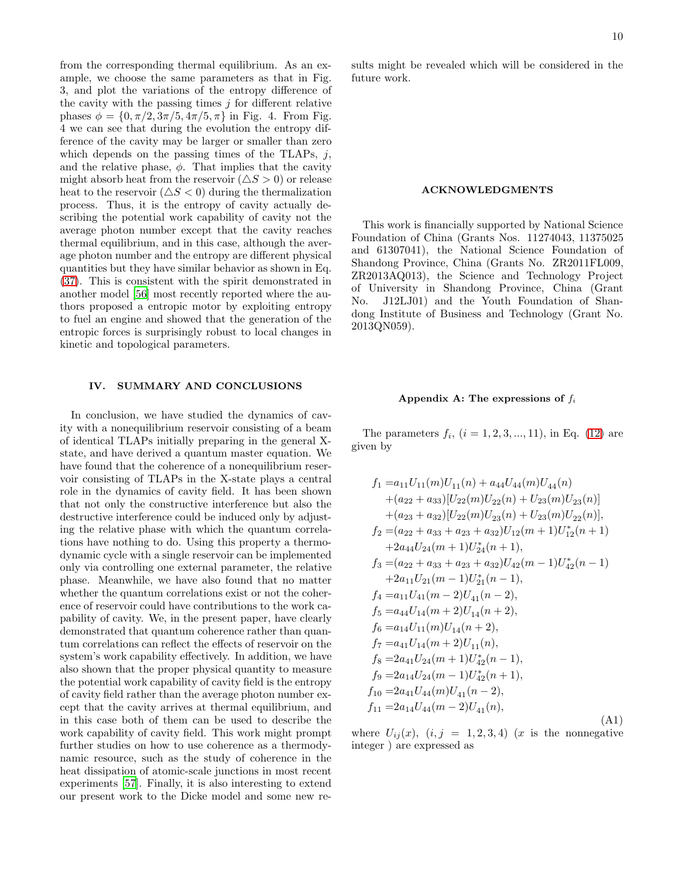from the corresponding thermal equilibrium. As an example, we choose the same parameters as that in Fig. 3, and plot the variations of the entropy difference of the cavity with the passing times $j$ for different relative phases $\phi = \{0, \pi/2, 3\pi/5, 4\pi/5, \pi\}$ in Fig. 4. From Fig. 4 we can see that during the evolution the entropy difference of the cavity may be larger or smaller than zero which depends on the passing times of the TLAPs, $j$, and the relative phase, $\phi$. That implies that the cavity might absorb heat from the reservoir ($\triangle S > 0$) or release heat to the reservoir ($\triangle S < 0$) during the thermalization process. Thus, it is the entropy of cavity actually describing the potential work capability of cavity not the average photon number except that the cavity reaches thermal equilibrium, and in this case, although the average photon number and the entropy are different physical quantities but they have similar behavior as shown in Eq. (37). This is consistent with the spirit demonstrated in another model [56] most recently reported where the authors proposed a entropic motor by exploiting entropy to fuel an engine and showed that the generation of the entropic forces is surprisingly robust to local changes in kinetic and topological parameters.

## IV. SUMMARY AND CONCLUSIONS

In conclusion, we have studied the dynamics of cavity with a nonequilibrium reservoir consisting of a beam of identical TLAPs initially preparing in the general X-state, and have derived a quantum master equation. We have found that the coherence of a nonequilibrium reservoir consisting of TLAPs in the X-state plays a central role in the dynamics of cavity field. It has been shown that not only the constructive interference but also the destructive interference could be induced only by adjusting the relative phase with which the quantum correlations have nothing to do. Using this property a thermodynamic cycle with a single reservoir can be implemented only via controlling one external parameter, the relative phase. Meanwhile, we have also found that no matter whether the quantum correlations exist or not the coherence of reservoir could have contributions to the work capability of cavity. We, in the present paper, have clearly demonstrated that quantum coherence rather than quantum correlations can reflect the effects of reservoir on the system's work capability effectively. In addition, we have also shown that the proper physical quantity to measure the potential work capability of cavity field is the entropy of cavity field rather than the average photon number except that the cavity arrives at thermal equilibrium, and in this case both of them can be used to describe the work capability of cavity field. This work might prompt further studies on how to use coherence as a thermodynamic resource, such as the study of coherence in the heat dissipation of atomic-scale junctions in most recent experiments [57]. Finally, it is also interesting to extend our present work to the Dicke model and some new results might be revealed which will be considered in the future work.

## ACKNOWLEDGMENTS

This work is financially supported by National Science Foundation of China (Grants Nos. 11274043, 11375025 and 61307041), the National Science Foundation of Shandong Province, China (Grants No. ZR2011FL009, ZR2013AQ013), the Science and Technology Project of University in Shandong Province, China (Grant No. J12LJ01) and the Youth Foundation of Shandong Institute of Business and Technology (Grant No. 2013QN059).

### Appendix A: The expressions of $f_i$

The parameters $f_i$, $(i = 1, 2, 3, ..., 11)$, in Eq. (12) are given by

$$
\begin{aligned}
f_1 =& a_{11}U_{11}(m)U_{11}(n) + a_{44}U_{44}(m)U_{44}(n) \\
&+(a_{22} + a_{33})[U_{22}(m)U_{22}(n) + U_{23}(m)U_{23}(n)] \\
&+(a_{23} + a_{32})[U_{22}(m)U_{23}(n) + U_{23}(m)U_{22}(n)], \\
f_2 =& (a_{22} + a_{33} + a_{23} + a_{32})U_{12}(m+1)U^*_{12}(n+1) \\
&+2a_{44}U_{24}(m+1)U^*_{24}(n+1), \\
f_3 =& (a_{22} + a_{33} + a_{23} + a_{32})U_{42}(m-1)U^*_{42}(n-1) \\
&+2a_{11}U_{21}(m-1)U^*_{21}(n-1), \\
f_4 =& a_{11}U_{41}(m-2)U_{41}(n-2), \\
f_5 =& a_{44}U_{14}(m+2)U_{14}(n+2), \\
f_6 =& a_{14}U_{11}(m)U_{14}(n+2), \\
f_7 =& a_{41}U_{14}(m+2)U_{11}(n), \\
f_8 =& 2a_{41}U_{24}(m+1)U^*_{42}(n-1), \\
f_9 =& 2a_{14}U_{24}(m-1)U^*_{42}(n+1), \\
f_{10} =& 2a_{41}U_{44}(m)U_{41}(n-2), \\
f_{11} =& 2a_{14}U_{44}(m-2)U_{41}(n),
\end{aligned}
\tag{A1}
$$

where $U_{ij}(x)$, $(i, j = 1, 2, 3, 4)$ ($x$ is the nonnegative integer ) are expressed as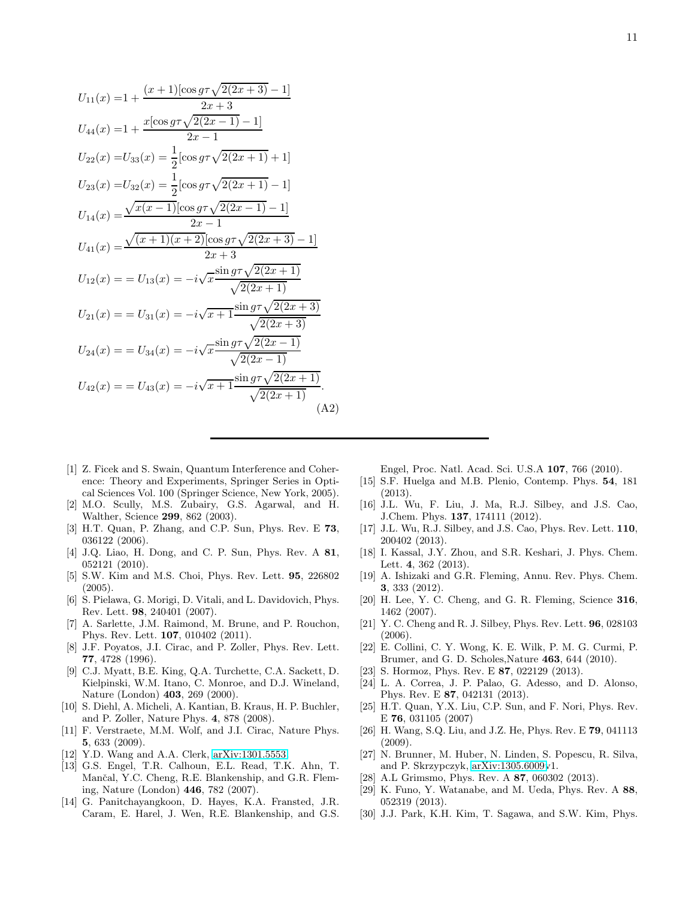$$
\begin{aligned}
U_{11}(x) =& 1 + \frac{(x+1)[\cos g\tau\sqrt{2(2x+3)} - 1]}{2x+3} \\
U_{44}(x) =& 1 + \frac{x[\cos g\tau\sqrt{2(2x-1)} - 1]}{2x-1} \\
U_{22}(x) =& U_{33}(x) = \frac{1}{2}[\cos g\tau\sqrt{2(2x+1)} + 1] \\
U_{23}(x) =& U_{32}(x) = \frac{1}{2}[\cos g\tau\sqrt{2(2x+1)} - 1] \\
U_{14}(x) =& \frac{\sqrt{x(x-1)}[\cos g\tau\sqrt{2(2x-1)} - 1]}{2x-1} \\
U_{41}(x) =& \frac{\sqrt{(x+1)(x+2)}[\cos g\tau\sqrt{2(2x+3)} - 1]}{2x+3} \\
U_{12}(x) =& = U_{13}(x) = -i\sqrt{x}\frac{\sin g\tau\sqrt{2(2x+1)}}{\sqrt{2(2x+1)}} \\
U_{21}(x) =& = U_{31}(x) = -i\sqrt{x+1}\frac{\sin g\tau\sqrt{2(2x+3)}}{\sqrt{2(2x+3)}} \\
U_{24}(x) =& = U_{34}(x) = -i\sqrt{x}\frac{\sin g\tau\sqrt{2(2x-1)}}{\sqrt{2(2x-1)}} \\
U_{42}(x) =& = U_{43}(x) = -i\sqrt{x+1}\frac{\sin g\tau\sqrt{2(2x+1)}}{\sqrt{2(2x+1)}}.
\end{aligned}
\tag{A2}
$$

---

[1] Z. Ficek and S. Swain, Quantum Interference and Coherence: Theory and Experiments, Springer Series in Optical Sciences Vol. 100 (Springer Science, New York, 2005).

[2] M.O. Scully, M.S. Zubairy, G.S. Agarwal, and H. Walther, Science **299**, 862 (2003).

[3] H.T. Quan, P. Zhang, and C.P. Sun, Phys. Rev. E **73**, 036122 (2006).

[4] J.Q. Liao, H. Dong, and C. P. Sun, Phys. Rev. A **81**, 052121 (2010).

[5] S.W. Kim and M.S. Choi, Phys. Rev. Lett. **95**, 226802 (2005).

[6] S. Pielawa, G. Morigi, D. Vitali, and L. Davidovich, Phys. Rev. Lett. **98**, 240401 (2007).

[7] A. Sarlette, J.M. Raimond, M. Brune, and P. Rouchon, Phys. Rev. Lett. **107**, 010402 (2011).

[8] J.F. Poyatos, J.I. Cirac, and P. Zoller, Phys. Rev. Lett. **77**, 4728 (1996).

[9] C.J. Myatt, B.E. King, Q.A. Turchette, C.A. Sackett, D. Kielpinski, W.M. Itano, C. Monroe, and D.J. Wineland, Nature (London) **403**, 269 (2000).

[10] S. Diehl, A. Micheli, A. Kantian, B. Kraus, H. P. Buchler, and P. Zoller, Nature Phys. **4**, 878 (2008).

[11] F. Verstraete, M.M. Wolf, and J.I. Cirac, Nature Phys. **5**, 633 (2009).

[12] Y.D. Wang and A.A. Clerk, arXiv:1301.5553.

[13] G.S. Engel, T.R. Calhoun, E.L. Read, T.K. Ahn, T. Mančal, Y.C. Cheng, R.E. Blankenship, and G.R. Fleming, Nature (London) **446**, 782 (2007).

[14] G. Panitchayangkoon, D. Hayes, K.A. Fransted, J.R. Caram, E. Harel, J. Wen, R.E. Blankenship, and G.S. Engel, Proc. Natl. Acad. Sci. U.S.A **107**, 766 (2010).

[15] S.F. Huelga and M.B. Plenio, Contemp. Phys. **54**, 181 (2013).

[16] J.L. Wu, F. Liu, J. Ma, R.J. Silbey, and J.S. Cao, J.Chem. Phys. **137**, 174111 (2012).

[17] J.L. Wu, R.J. Silbey, and J.S. Cao, Phys. Rev. Lett. **110**, 200402 (2013).

[18] I. Kassal, J.Y. Zhou, and S.R. Keshari, J. Phys. Chem. Lett. **4**, 362 (2013).

[19] A. Ishizaki and G.R. Fleming, Annu. Rev. Phys. Chem. **3**, 333 (2012).

[20] H. Lee, Y. C. Cheng, and G. R. Fleming, Science **316**, 1462 (2007).

[21] Y. C. Cheng and R. J. Silbey, Phys. Rev. Lett. **96**, 028103 (2006).

[22] E. Collini, C. Y. Wong, K. E. Wilk, P. M. G. Curmi, P. Brumer, and G. D. Scholes,Nature **463**, 644 (2010).

[23] S. Hormoz, Phys. Rev. E **87**, 022129 (2013).

[24] L. A. Correa, J. P. Palao, G. Adesso, and D. Alonso, Phys. Rev. E **87**, 042131 (2013).

[25] H.T. Quan, Y.X. Liu, C.P. Sun, and F. Nori, Phys. Rev. E **76**, 031105 (2007)

[26] H. Wang, S.Q. Liu, and J.Z. He, Phys. Rev. E **79**, 041113 (2009).

[27] N. Brunner, M. Huber, N. Linden, S. Popescu, R. Silva, and P. Skrzypczyk, arXiv:1305.6009v1.

[28] A.L Grimsmo, Phys. Rev. A **87**, 060302 (2013).

[29] K. Funo, Y. Watanabe, and M. Ueda, Phys. Rev. A **88**, 052319 (2013).

[30] J.J. Park, K.H. Kim, T. Sagawa, and S.W. Kim, Phys.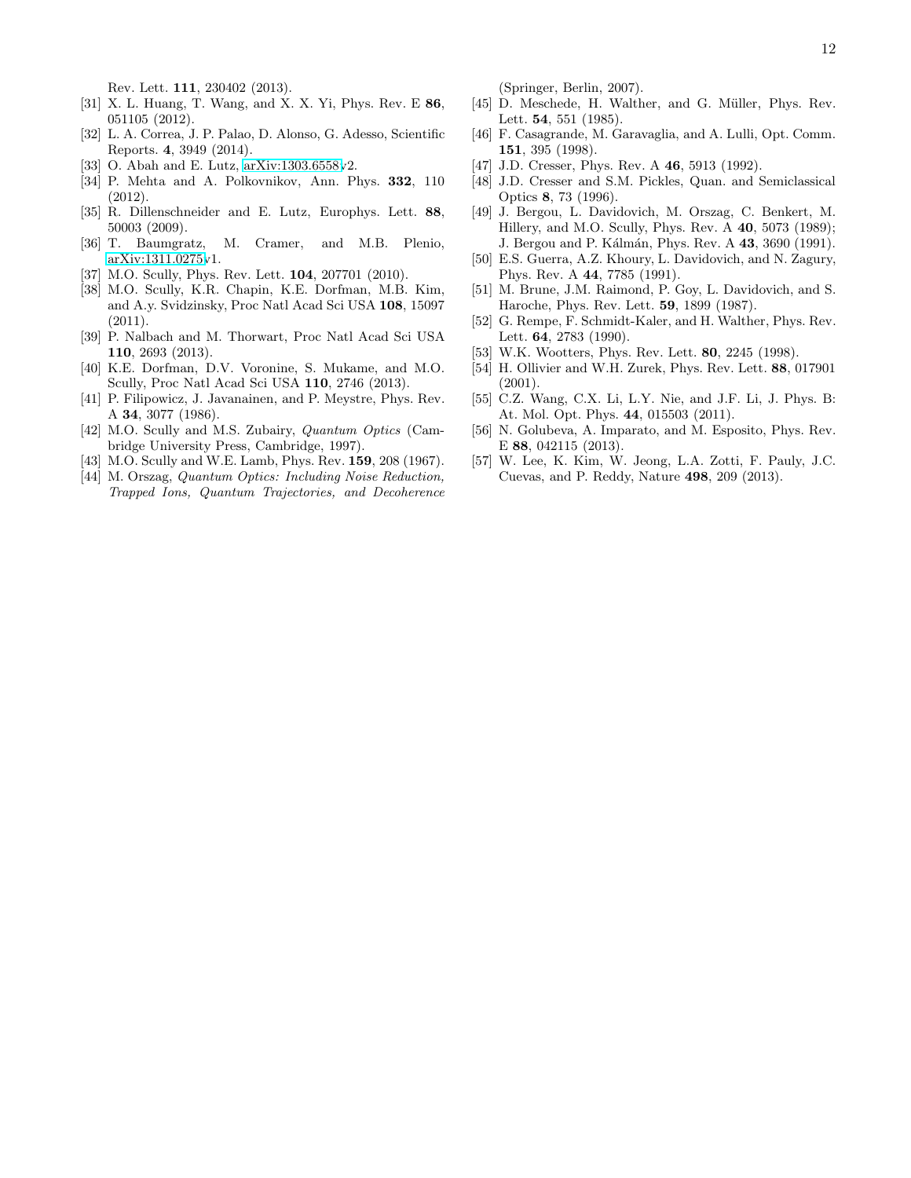Rev. Lett. **111**, 230402 (2013).

[31] X. L. Huang, T. Wang, and X. X. Yi, Phys. Rev. E **86**, 051105 (2012).

[32] L. A. Correa, J. P. Palao, D. Alonso, G. Adesso, Scientific Reports. **4**, 3949 (2014).

[33] O. Abah and E. Lutz, arXiv:1303.6558v2.

[34] P. Mehta and A. Polkovnikov, Ann. Phys. **332**, 110 (2012).

[35] R. Dillenschneider and E. Lutz, Europhys. Lett. **88**, 50003 (2009).

[36] T. Baumgratz, M. Cramer, and M.B. Plenio, arXiv:1311.0275v1.

[37] M.O. Scully, Phys. Rev. Lett. **104**, 207701 (2010).

[38] M.O. Scully, K.R. Chapin, K.E. Dorfman, M.B. Kim, and A.y. Svidzinsky, Proc Natl Acad Sci USA **108**, 15097 (2011).

[39] P. Nalbach and M. Thorwart, Proc Natl Acad Sci USA **110**, 2693 (2013).

[40] K.E. Dorfman, D.V. Voronine, S. Mukame, and M.O. Scully, Proc Natl Acad Sci USA **110**, 2746 (2013).

[41] P. Filipowicz, J. Javanainen, and P. Meystre, Phys. Rev. A **34**, 3077 (1986).

[42] M.O. Scully and M.S. Zubairy, *Quantum Optics* (Cambridge University Press, Cambridge, 1997).

[43] M.O. Scully and W.E. Lamb, Phys. Rev. **159**, 208 (1967).

[44] M. Orszag, *Quantum Optics: Including Noise Reduction, Trapped Ions, Quantum Trajectories, and Decoherence* (Springer, Berlin, 2007).

[45] D. Meschede, H. Walther, and G. Müller, Phys. Rev. Lett. **54**, 551 (1985).

[46] F. Casagrande, M. Garavaglia, and A. Lulli, Opt. Comm. **151**, 395 (1998).

[47] J.D. Cresser, Phys. Rev. A **46**, 5913 (1992).

[48] J.D. Cresser and S.M. Pickles, Quan. and Semiclassical Optics **8**, 73 (1996).

[49] J. Bergou, L. Davidovich, M. Orszag, C. Benkert, M. Hillery, and M.O. Scully, Phys. Rev. A **40**, 5073 (1989); J. Bergou and P. Kálmán, Phys. Rev. A **43**, 3690 (1991).

[50] E.S. Guerra, A.Z. Khoury, L. Davidovich, and N. Zagury, Phys. Rev. A **44**, 7785 (1991).

[51] M. Brune, J.M. Raimond, P. Goy, L. Davidovich, and S. Haroche, Phys. Rev. Lett. **59**, 1899 (1987).

[52] G. Rempe, F. Schmidt-Kaler, and H. Walther, Phys. Rev. Lett. **64**, 2783 (1990).

[53] W.K. Wootters, Phys. Rev. Lett. **80**, 2245 (1998).

[54] H. Ollivier and W.H. Zurek, Phys. Rev. Lett. **88**, 017901 (2001).

[55] C.Z. Wang, C.X. Li, L.Y. Nie, and J.F. Li, J. Phys. B: At. Mol. Opt. Phys. **44**, 015503 (2011).

[56] N. Golubeva, A. Imparato, and M. Esposito, Phys. Rev. E **88**, 042115 (2013).

[57] W. Lee, K. Kim, W. Jeong, L.A. Zotti, F. Pauly, J.C. Cuevas, and P. Reddy, Nature **498**, 209 (2013).